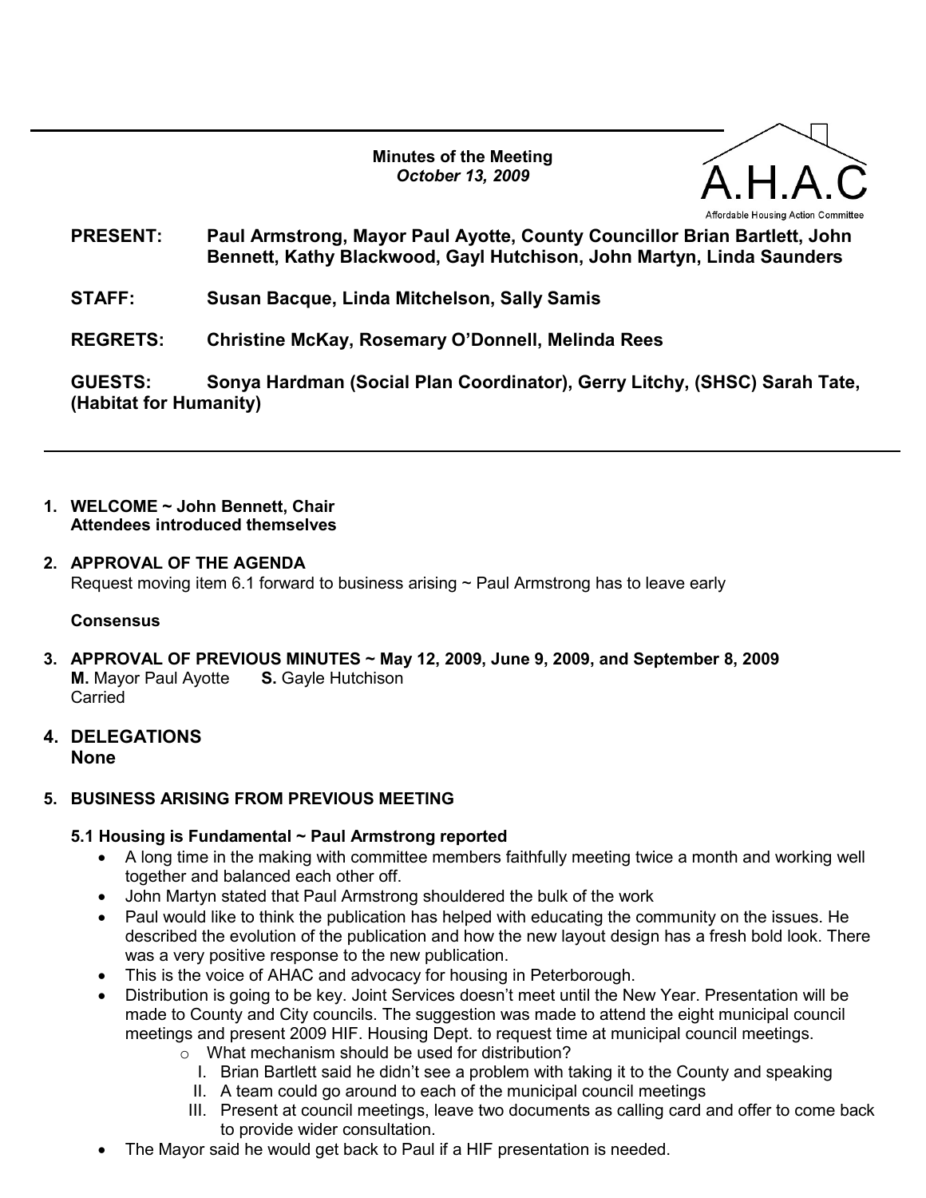**Minutes of the Meeting**
*October 13, 2009*

A.H.A.C
Affordable Housing Action Committee

**PRESENT:** **Paul Armstrong, Mayor Paul Ayotte, County Councillor Brian Bartlett, John Bennett, Kathy Blackwood, Gayl Hutchison, John Martyn, Linda Saunders**

**STAFF:** **Susan Bacque, Linda Mitchelson, Sally Samis**

**REGRETS:** **Christine McKay, Rosemary O'Donnell, Melinda Rees**

**GUESTS:** **Sonya Hardman (Social Plan Coordinator), Gerry Litchy, (SHSC) Sarah Tate, (Habitat for Humanity)**

---

**1. WELCOME ~ John Bennett, Chair**
**Attendees introduced themselves**

**2. APPROVAL OF THE AGENDA**
Request moving item 6.1 forward to business arising ~ Paul Armstrong has to leave early

**Consensus**

**3. APPROVAL OF PREVIOUS MINUTES ~ May 12, 2009, June 9, 2009, and September 8, 2009**
**M.** Mayor Paul Ayotte **S.** Gayle Hutchison
Carried

## 4. DELEGATIONS
**None**

**5. BUSINESS ARISING FROM PREVIOUS MEETING**

**5.1 Housing is Fundamental ~ Paul Armstrong reported**

- A long time in the making with committee members faithfully meeting twice a month and working well together and balanced each other off.
- John Martyn stated that Paul Armstrong shouldered the bulk of the work
- Paul would like to think the publication has helped with educating the community on the issues. He described the evolution of the publication and how the new layout design has a fresh bold look. There was a very positive response to the new publication.
- This is the voice of AHAC and advocacy for housing in Peterborough.
- Distribution is going to be key. Joint Services doesn't meet until the New Year. Presentation will be made to County and City councils. The suggestion was made to attend the eight municipal council meetings and present 2009 HIF. Housing Dept. to request time at municipal council meetings.
  - What mechanism should be used for distribution?
    - I. Brian Bartlett said he didn't see a problem with taking it to the County and speaking
    - II. A team could go around to each of the municipal council meetings
    - III. Present at council meetings, leave two documents as calling card and offer to come back to provide wider consultation.
- The Mayor said he would get back to Paul if a HIF presentation is needed.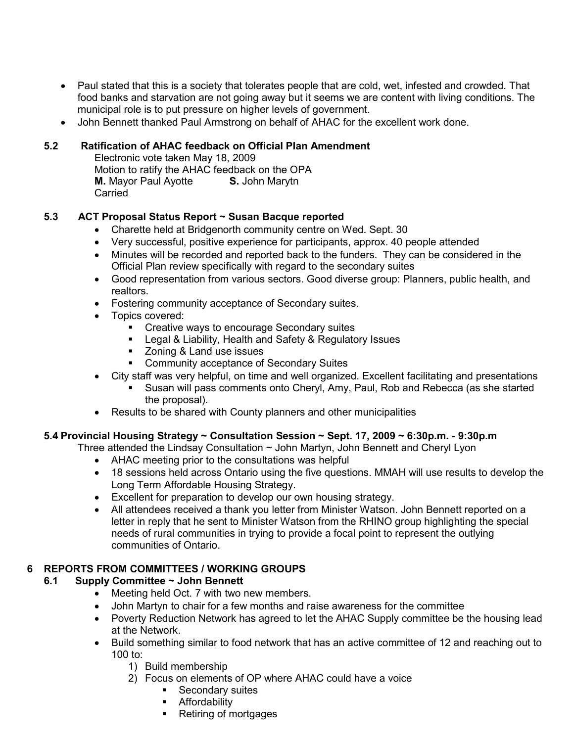- Paul stated that this is a society that tolerates people that are cold, wet, infested and crowded. That food banks and starvation are not going away but it seems we are content with living conditions. The municipal role is to put pressure on higher levels of government.
- John Bennett thanked Paul Armstrong on behalf of AHAC for the excellent work done.

### 5.2 Ratification of AHAC feedback on Official Plan Amendment

Electronic vote taken May 18, 2009
Motion to ratify the AHAC feedback on the OPA
**M.** Mayor Paul Ayotte **S.** John Marytn
Carried

### 5.3 ACT Proposal Status Report ~ Susan Bacque reported

- Charette held at Bridgenorth community centre on Wed. Sept. 30
- Very successful, positive experience for participants, approx. 40 people attended
- Minutes will be recorded and reported back to the funders. They can be considered in the Official Plan review specifically with regard to the secondary suites
- Good representation from various sectors. Good diverse group: Planners, public health, and realtors.
- Fostering community acceptance of Secondary suites.
- Topics covered:
  - Creative ways to encourage Secondary suites
  - Legal & Liability, Health and Safety & Regulatory Issues
  - Zoning & Land use issues
  - Community acceptance of Secondary Suites
- City staff was very helpful, on time and well organized. Excellent facilitating and presentations
  - Susan will pass comments onto Cheryl, Amy, Paul, Rob and Rebecca (as she started the proposal).
- Results to be shared with County planners and other municipalities

### 5.4 Provincial Housing Strategy ~ Consultation Session ~ Sept. 17, 2009 ~ 6:30p.m. - 9:30p.m

Three attended the Lindsay Consultation ~ John Martyn, John Bennett and Cheryl Lyon

- AHAC meeting prior to the consultations was helpful
- 18 sessions held across Ontario using the five questions. MMAH will use results to develop the Long Term Affordable Housing Strategy.
- Excellent for preparation to develop our own housing strategy.
- All attendees received a thank you letter from Minister Watson. John Bennett reported on a letter in reply that he sent to Minister Watson from the RHINO group highlighting the special needs of rural communities in trying to provide a focal point to represent the outlying communities of Ontario.

## 6 REPORTS FROM COMMITTEES / WORKING GROUPS

### 6.1 Supply Committee ~ John Bennett

- Meeting held Oct. 7 with two new members.
- John Martyn to chair for a few months and raise awareness for the committee
- Poverty Reduction Network has agreed to let the AHAC Supply committee be the housing lead at the Network.
- Build something similar to food network that has an active committee of 12 and reaching out to 100 to:
  1) Build membership
  2) Focus on elements of OP where AHAC could have a voice
     - Secondary suites
     - Affordability
     - Retiring of mortgages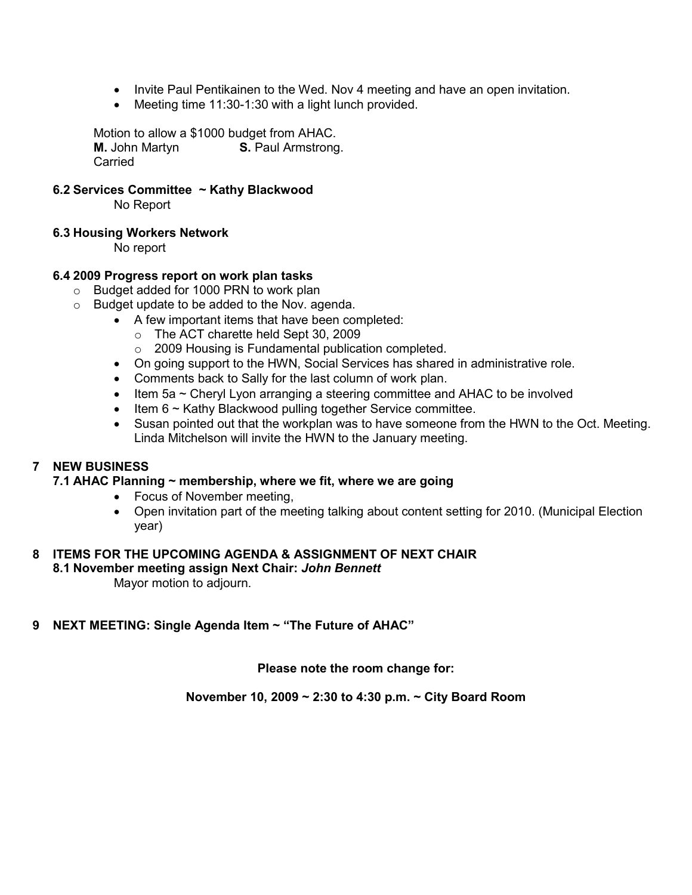- Invite Paul Pentikainen to the Wed. Nov 4 meeting and have an open invitation.
- Meeting time 11:30-1:30 with a light lunch provided.

Motion to allow a $1000 budget from AHAC.
**M.** John Martyn **S.** Paul Armstrong.
Carried

### 6.2 Services Committee ~ Kathy Blackwood

No Report

### 6.3 Housing Workers Network

No report

### 6.4 2009 Progress report on work plan tasks

- Budget added for 1000 PRN to work plan
- Budget update to be added to the Nov. agenda.
  - A few important items that have been completed:
    - The ACT charette held Sept 30, 2009
    - 2009 Housing is Fundamental publication completed.
  - On going support to the HWN, Social Services has shared in administrative role.
  - Comments back to Sally for the last column of work plan.
  - Item 5a ~ Cheryl Lyon arranging a steering committee and AHAC to be involved
  - Item 6 ~ Kathy Blackwood pulling together Service committee.
  - Susan pointed out that the workplan was to have someone from the HWN to the Oct. Meeting. Linda Mitchelson will invite the HWN to the January meeting.

## 7 NEW BUSINESS

### 7.1 AHAC Planning ~ membership, where we fit, where we are going

- Focus of November meeting,
- Open invitation part of the meeting talking about content setting for 2010. (Municipal Election year)

## 8 ITEMS FOR THE UPCOMING AGENDA & ASSIGNMENT OF NEXT CHAIR

### 8.1 November meeting assign Next Chair: *John Bennett*

Mayor motion to adjourn.

## 9 NEXT MEETING: Single Agenda Item ~ "The Future of AHAC"

**Please note the room change for:**

**November 10, 2009 ~ 2:30 to 4:30 p.m. ~ City Board Room**